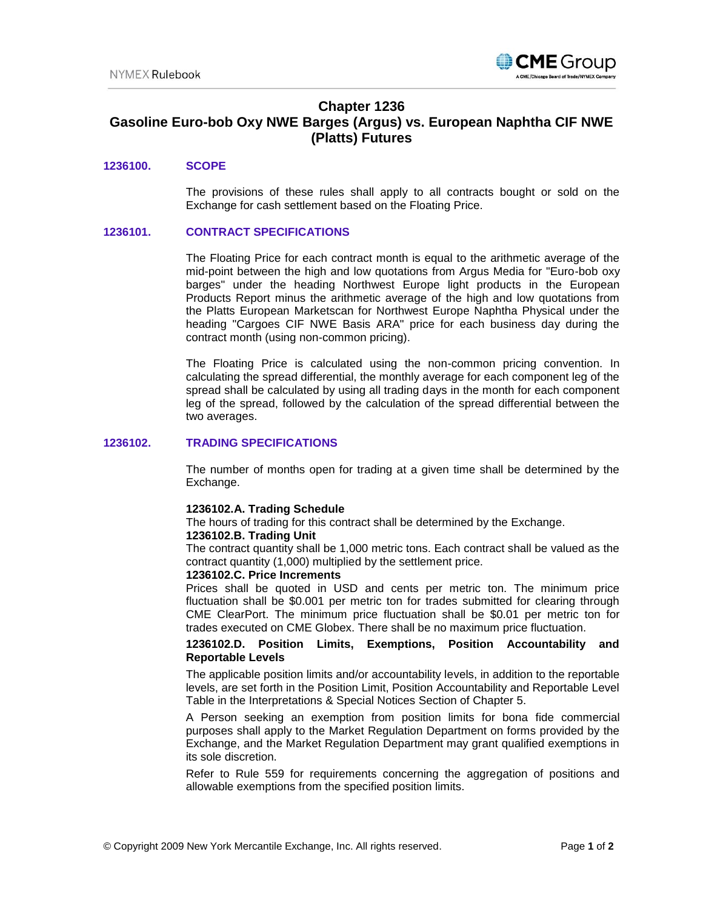# Chapter 1236
# Gasoline Euro-bob Oxy NWE Barges (Argus) vs. European Naphtha CIF NWE (Platts) Futures

## 1236100. SCOPE

The provisions of these rules shall apply to all contracts bought or sold on the Exchange for cash settlement based on the Floating Price.

## 1236101. CONTRACT SPECIFICATIONS

The Floating Price for each contract month is equal to the arithmetic average of the mid-point between the high and low quotations from Argus Media for "Euro-bob oxy barges" under the heading Northwest Europe light products in the European Products Report minus the arithmetic average of the high and low quotations from the Platts European Marketscan for Northwest Europe Naphtha Physical under the heading "Cargoes CIF NWE Basis ARA" price for each business day during the contract month (using non-common pricing).

The Floating Price is calculated using the non-common pricing convention. In calculating the spread differential, the monthly average for each component leg of the spread shall be calculated by using all trading days in the month for each component leg of the spread, followed by the calculation of the spread differential between the two averages.

## 1236102. TRADING SPECIFICATIONS

The number of months open for trading at a given time shall be determined by the Exchange.

### 1236102.A. Trading Schedule

The hours of trading for this contract shall be determined by the Exchange.

### 1236102.B. Trading Unit

The contract quantity shall be 1,000 metric tons. Each contract shall be valued as the contract quantity (1,000) multiplied by the settlement price.

### 1236102.C. Price Increments

Prices shall be quoted in USD and cents per metric ton. The minimum price fluctuation shall be $0.001 per metric ton for trades submitted for clearing through CME ClearPort. The minimum price fluctuation shall be $0.01 per metric ton for trades executed on CME Globex. There shall be no maximum price fluctuation.

### 1236102.D. Position Limits, Exemptions, Position Accountability and Reportable Levels

The applicable position limits and/or accountability levels, in addition to the reportable levels, are set forth in the Position Limit, Position Accountability and Reportable Level Table in the Interpretations & Special Notices Section of Chapter 5.

A Person seeking an exemption from position limits for bona fide commercial purposes shall apply to the Market Regulation Department on forms provided by the Exchange, and the Market Regulation Department may grant qualified exemptions in its sole discretion.

Refer to Rule 559 for requirements concerning the aggregation of positions and allowable exemptions from the specified position limits.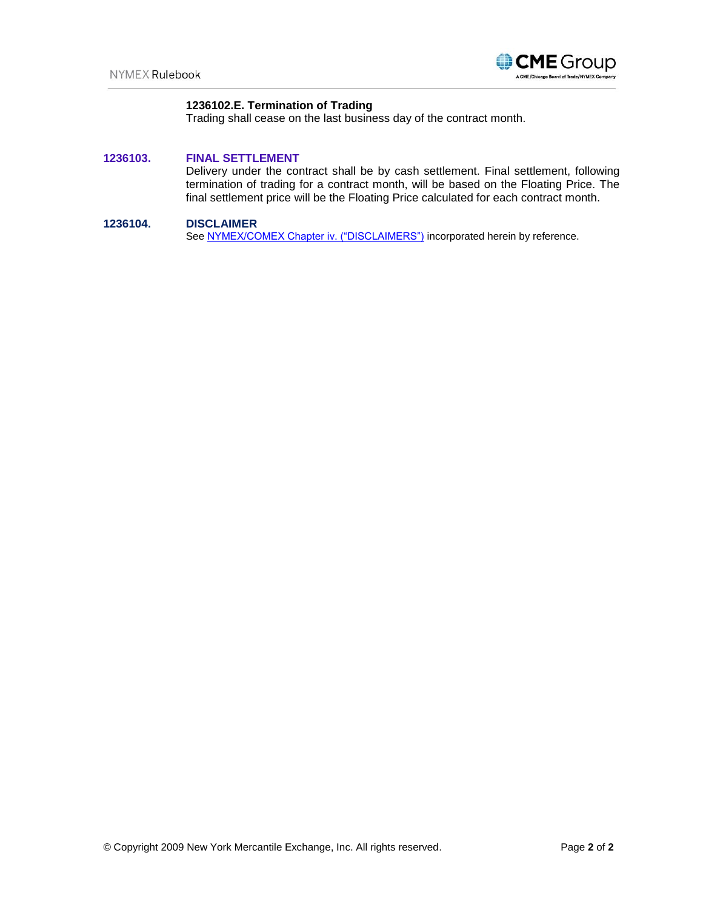**1236102.E. Termination of Trading**

Trading shall cease on the last business day of the contract month.

## 1236103. FINAL SETTLEMENT

Delivery under the contract shall be by cash settlement. Final settlement, following termination of trading for a contract month, will be based on the Floating Price. The final settlement price will be the Floating Price calculated for each contract month.

## 1236104. DISCLAIMER

See NYMEX/COMEX Chapter iv. ("DISCLAIMERS") incorporated herein by reference.